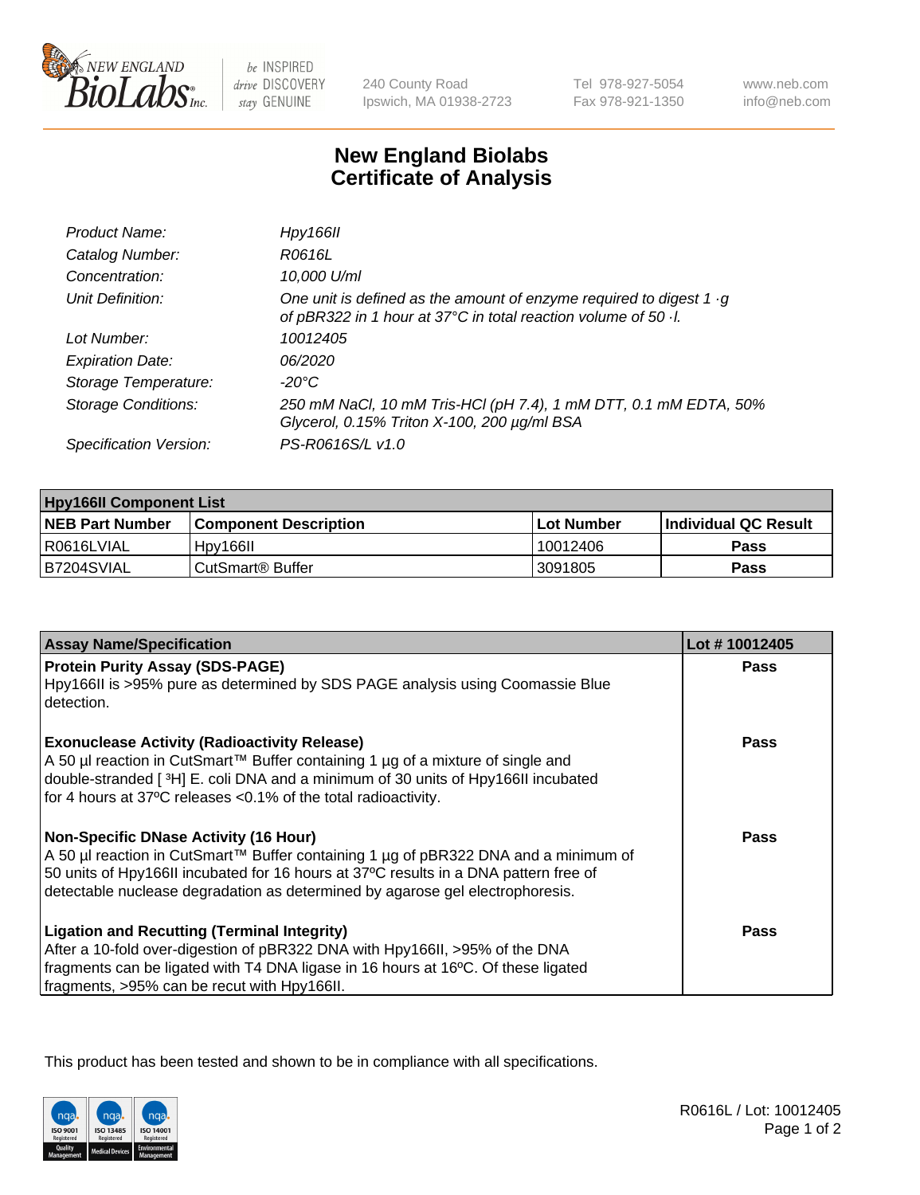# New England Biolabs Certificate of Analysis

| | |
|---|---|
| Product Name: | *Hpy166II* |
| Catalog Number: | *R0616L* |
| Concentration: | *10,000 U/ml* |
| Unit Definition: | *One unit is defined as the amount of enzyme required to digest 1 ·g of pBR322 in 1 hour at 37°C in total reaction volume of 50 ·l.* |
| Lot Number: | *10012405* |
| Expiration Date: | *06/2020* |
| Storage Temperature: | *-20°C* |
| Storage Conditions: | *250 mM NaCl, 10 mM Tris-HCl (pH 7.4), 1 mM DTT, 0.1 mM EDTA, 50% Glycerol, 0.15% Triton X-100, 200 µg/ml BSA* |
| Specification Version: | *PS-R0616S/L v1.0* |

| Hpy166II Component List | | | |
|---|---|---|---|
| **NEB Part Number** | **Component Description** | **Lot Number** | **Individual QC Result** |
| R0616LVIAL | Hpy166II | 10012406 | **Pass** |
| B7204SVIAL | CutSmart® Buffer | 3091805 | **Pass** |

| Assay Name/Specification | Lot # 10012405 |
|---|---|
| **Protein Purity Assay (SDS-PAGE)**<br>Hpy166II is >95% pure as determined by SDS PAGE analysis using Coomassie Blue detection. | **Pass** |
| **Exonuclease Activity (Radioactivity Release)**<br>A 50 µl reaction in CutSmart™ Buffer containing 1 µg of a mixture of single and double-stranded [ $^3$H] E. coli DNA and a minimum of 30 units of Hpy166II incubated for 4 hours at 37ºC releases <0.1% of the total radioactivity. | **Pass** |
| **Non-Specific DNase Activity (16 Hour)**<br>A 50 µl reaction in CutSmart™ Buffer containing 1 µg of pBR322 DNA and a minimum of 50 units of Hpy166II incubated for 16 hours at 37ºC results in a DNA pattern free of detectable nuclease degradation as determined by agarose gel electrophoresis. | **Pass** |
| **Ligation and Recutting (Terminal Integrity)**<br>After a 10-fold over-digestion of pBR322 DNA with Hpy166II, >95% of the DNA fragments can be ligated with T4 DNA ligase in 16 hours at 16ºC. Of these ligated fragments, >95% can be recut with Hpy166II. | **Pass** |

This product has been tested and shown to be in compliance with all specifications.

R0616L / Lot: 10012405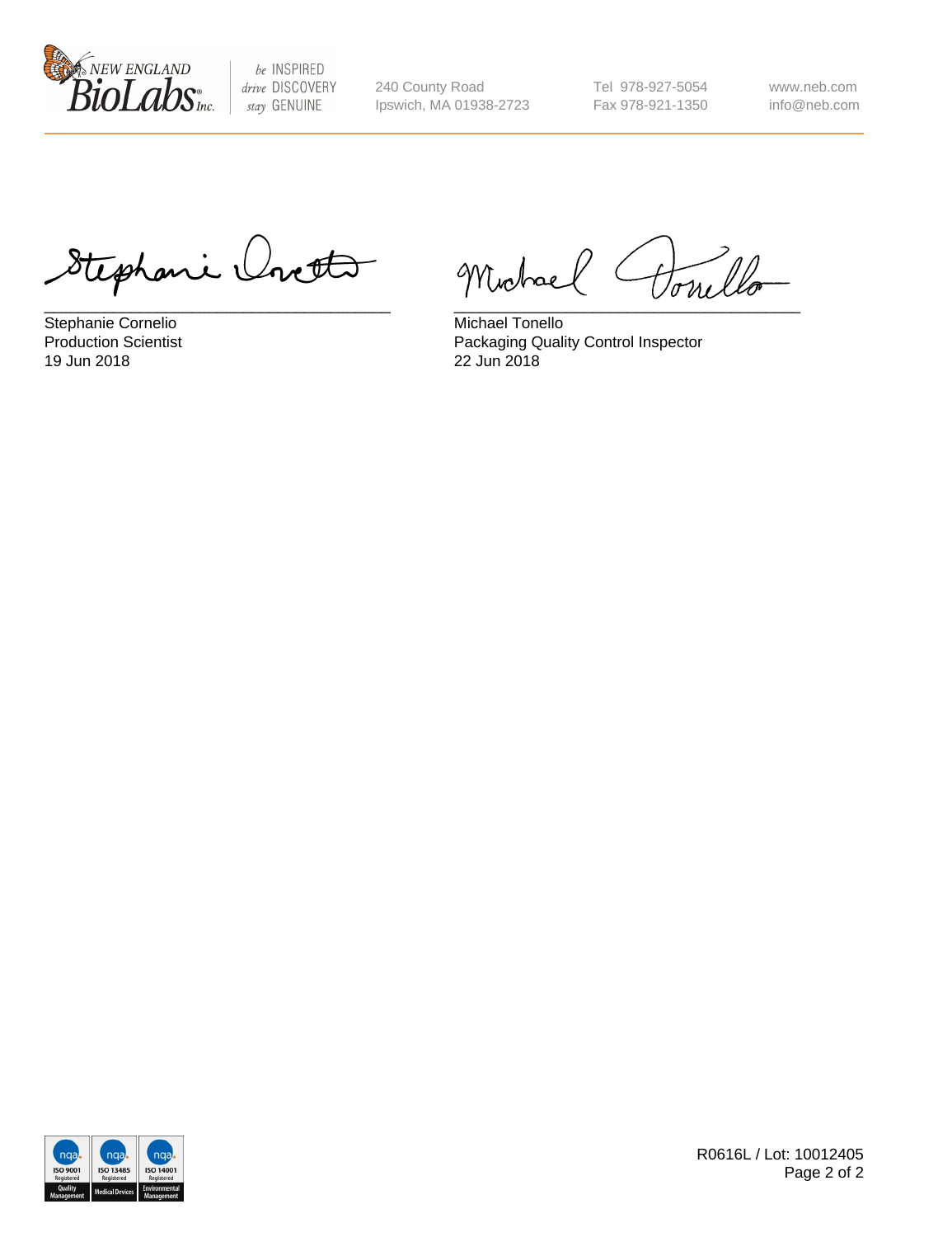Stephanie Cornelio
Production Scientist
19 Jun 2018

Michael Tonello
Packaging Quality Control Inspector
22 Jun 2018

R0616L / Lot: 10012405